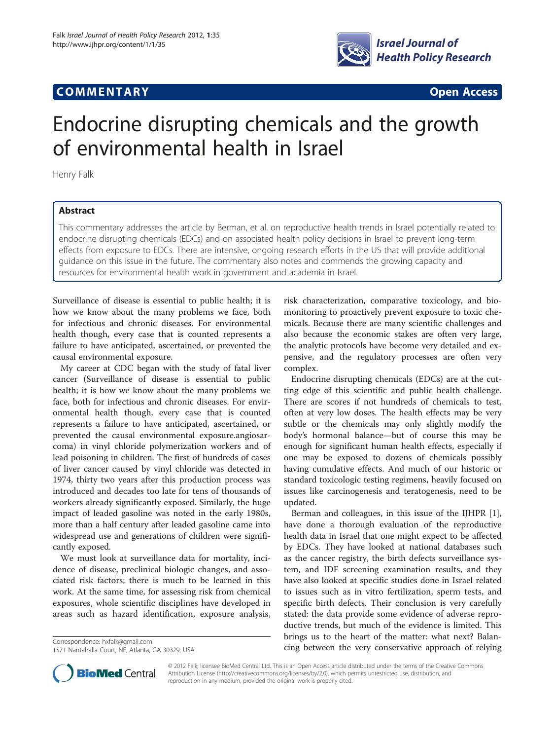# COMMENTARY

Open Access

# Endocrine disrupting chemicals and the growth of environmental health in Israel

Henry Falk

## Abstract

This commentary addresses the article by Berman, et al. on reproductive health trends in Israel potentially related to endocrine disrupting chemicals (EDCs) and on associated health policy decisions in Israel to prevent long-term effects from exposure to EDCs. There are intensive, ongoing research efforts in the US that will provide additional guidance on this issue in the future. The commentary also notes and commends the growing capacity and resources for environmental health work in government and academia in Israel.

Surveillance of disease is essential to public health; it is how we know about the many problems we face, both for infectious and chronic diseases. For environmental health though, every case that is counted represents a failure to have anticipated, ascertained, or prevented the causal environmental exposure.

My career at CDC began with the study of fatal liver cancer (Surveillance of disease is essential to public health; it is how we know about the many problems we face, both for infectious and chronic diseases. For environmental health though, every case that is counted represents a failure to have anticipated, ascertained, or prevented the causal environmental exposure.angiosarcoma) in vinyl chloride polymerization workers and of lead poisoning in children. The first of hundreds of cases of liver cancer caused by vinyl chloride was detected in 1974, thirty two years after this production process was introduced and decades too late for tens of thousands of workers already significantly exposed. Similarly, the huge impact of leaded gasoline was noted in the early 1980s, more than a half century after leaded gasoline came into widespread use and generations of children were significantly exposed.

We must look at surveillance data for mortality, incidence of disease, preclinical biologic changes, and associated risk factors; there is much to be learned in this work. At the same time, for assessing risk from chemical exposures, whole scientific disciplines have developed in areas such as hazard identification, exposure analysis, risk characterization, comparative toxicology, and biomonitoring to proactively prevent exposure to toxic chemicals. Because there are many scientific challenges and also because the economic stakes are often very large, the analytic protocols have become very detailed and expensive, and the regulatory processes are often very complex.

Endocrine disrupting chemicals (EDCs) are at the cutting edge of this scientific and public health challenge. There are scores if not hundreds of chemicals to test, often at very low doses. The health effects may be very subtle or the chemicals may only slightly modify the body's hormonal balance—but of course this may be enough for significant human health effects, especially if one may be exposed to dozens of chemicals possibly having cumulative effects. And much of our historic or standard toxicologic testing regimens, heavily focused on issues like carcinogenesis and teratogenesis, need to be updated.

Berman and colleagues, in this issue of the IJHPR [1], have done a thorough evaluation of the reproductive health data in Israel that one might expect to be affected by EDCs. They have looked at national databases such as the cancer registry, the birth defects surveillance system, and IDF screening examination results, and they have also looked at specific studies done in Israel related to issues such as in vitro fertilization, sperm tests, and specific birth defects. Their conclusion is very carefully stated: the data provide some evidence of adverse reproductive trends, but much of the evidence is limited. This brings us to the heart of the matter: what next? Balancing between the very conservative approach of relying

Correspondence: hxfalk@gmail.com
1571 Nantahalla Court, NE, Atlanta, GA 30329, USA

© 2012 Falk; licensee BioMed Central Ltd. This is an Open Access article distributed under the terms of the Creative Commons Attribution License (http://creativecommons.org/licenses/by/2.0), which permits unrestricted use, distribution, and reproduction in any medium, provided the original work is properly cited.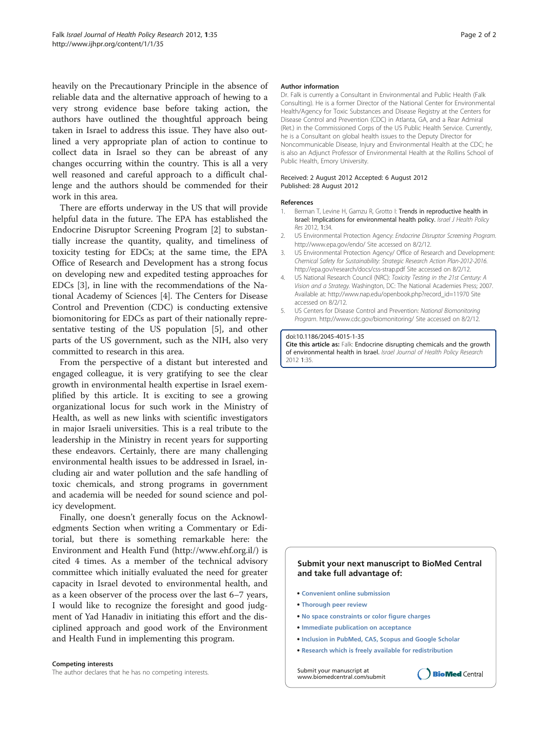heavily on the Precautionary Principle in the absence of reliable data and the alternative approach of hewing to a very strong evidence base before taking action, the authors have outlined the thoughtful approach being taken in Israel to address this issue. They have also outlined a very appropriate plan of action to continue to collect data in Israel so they can be abreast of any changes occurring within the country. This is all a very well reasoned and careful approach to a difficult challenge and the authors should be commended for their work in this area.

There are efforts underway in the US that will provide helpful data in the future. The EPA has established the Endocrine Disruptor Screening Program [2] to substantially increase the quantity, quality, and timeliness of toxicity testing for EDCs; at the same time, the EPA Office of Research and Development has a strong focus on developing new and expedited testing approaches for EDCs [3], in line with the recommendations of the National Academy of Sciences [4]. The Centers for Disease Control and Prevention (CDC) is conducting extensive biomonitoring for EDCs as part of their nationally representative testing of the US population [5], and other parts of the US government, such as the NIH, also very committed to research in this area.

From the perspective of a distant but interested and engaged colleague, it is very gratifying to see the clear growth in environmental health expertise in Israel exemplified by this article. It is exciting to see a growing organizational locus for such work in the Ministry of Health, as well as new links with scientific investigators in major Israeli universities. This is a real tribute to the leadership in the Ministry in recent years for supporting these endeavors. Certainly, there are many challenging environmental health issues to be addressed in Israel, including air and water pollution and the safe handling of toxic chemicals, and strong programs in government and academia will be needed for sound science and policy development.

Finally, one doesn't generally focus on the Acknowledgments Section when writing a Commentary or Editorial, but there is something remarkable here: the Environment and Health Fund (http://www.ehf.org.il/) is cited 4 times. As a member of the technical advisory committee which initially evaluated the need for greater capacity in Israel devoted to environmental health, and as a keen observer of the process over the last 6–7 years, I would like to recognize the foresight and good judgment of Yad Hanadiv in initiating this effort and the disciplined approach and good work of the Environment and Health Fund in implementing this program.

#### Competing interests
The author declares that he has no competing interests.

#### Author information
Dr. Falk is currently a Consultant in Environmental and Public Health (Falk Consulting). He is a former Director of the National Center for Environmental Health/Agency for Toxic Substances and Disease Registry at the Centers for Disease Control and Prevention (CDC) in Atlanta, GA, and a Rear Admiral (Ret.) in the Commissioned Corps of the US Public Health Service. Currently, he is a Consultant on global health issues to the Deputy Director for Noncommunicable Disease, Injury and Environmental Health at the CDC; he is also an Adjunct Professor of Environmental Health at the Rollins School of Public Health, Emory University.

Received: 2 August 2012 Accepted: 6 August 2012
Published: 28 August 2012

#### References
1. Berman T, Levine H, Gamzu R, Grotto I: **Trends in reproductive health in Israel: Implications for environmental health policy.** *Israel J Health Policy Res* 2012, **1**:34.
2. US Environmental Protection Agency: *Endocrine Disruptor Screening Program*. http://www.epa.gov/endo/ Site accessed on 8/2/12.
3. US Environmental Protection Agency/ Office of Research and Development: *Chemical Safety for Sustainability: Strategic Research Action Plan-2012-2016*. http://epa.gov/research/docs/css-strap.pdf Site accessed on 8/2/12.
4. US National Research Council (NRC): *Toxicity Testing in the 21st Century: A Vision and a Strategy*. Washington, DC: The National Academies Press; 2007. Available at: http://www.nap.edu/openbook.php?record_id=11970 Site accessed on 8/2/12.
5. US Centers for Disease Control and Prevention: *National Biomonitoring Program*. http://www.cdc.gov/biomonitoring/ Site accessed on 8/2/12.

doi:10.1186/2045-4015-1-35
**Cite this article as:** Falk: Endocrine disrupting chemicals and the growth of environmental health in Israel. *Israel Journal of Health Policy Research* 2012 **1**:35.

**Submit your next manuscript to BioMed Central and take full advantage of:**

- Convenient online submission
- Thorough peer review
- No space constraints or color figure charges
- Immediate publication on acceptance
- Inclusion in PubMed, CAS, Scopus and Google Scholar
- Research which is freely available for redistribution

Submit your manuscript at
www.biomedcentral.com/submit